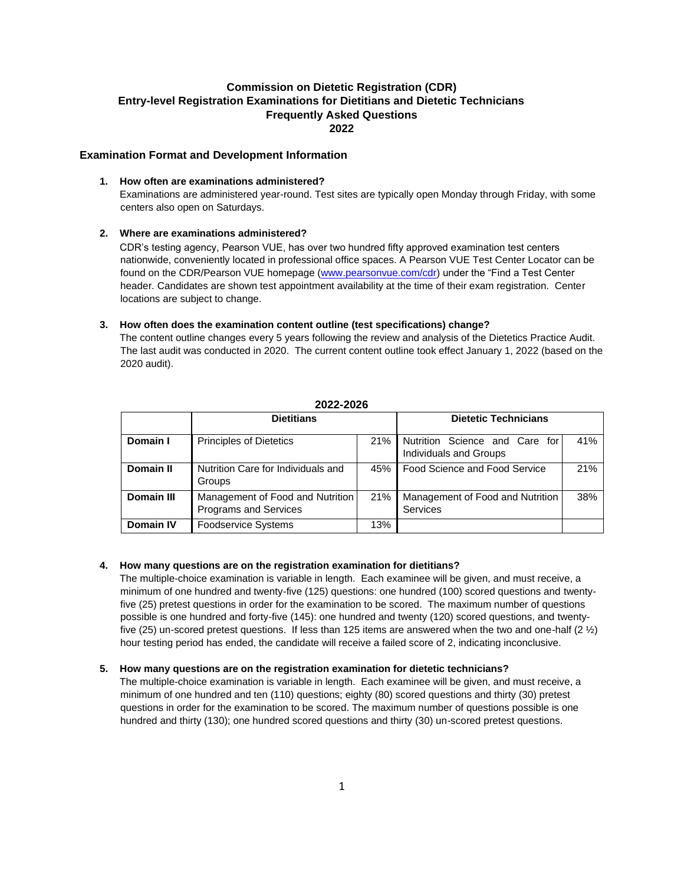# Commission on Dietetic Registration (CDR)
# Entry-level Registration Examinations for Dietitians and Dietetic Technicians
# Frequently Asked Questions
# 2022

## Examination Format and Development Information

1. **How often are examinations administered?**
   Examinations are administered year-round. Test sites are typically open Monday through Friday, with some centers also open on Saturdays.

2. **Where are examinations administered?**
   CDR's testing agency, Pearson VUE, has over two hundred fifty approved examination test centers nationwide, conveniently located in professional office spaces. A Pearson VUE Test Center Locator can be found on the CDR/Pearson VUE homepage (www.pearsonvue.com/cdr) under the "Find a Test Center header. Candidates are shown test appointment availability at the time of their exam registration. Center locations are subject to change.

3. **How often does the examination content outline (test specifications) change?**
   The content outline changes every 5 years following the review and analysis of the Dietetics Practice Audit. The last audit was conducted in 2020. The current content outline took effect January 1, 2022 (based on the 2020 audit).

**2022-2026**

| | Dietitians | | Dietetic Technicians | |
|---|---|---|---|---|
| **Domain I** | Principles of Dietetics | 21% | Nutrition Science and Care for Individuals and Groups | 41% |
| **Domain II** | Nutrition Care for Individuals and Groups | 45% | Food Science and Food Service | 21% |
| **Domain III** | Management of Food and Nutrition Programs and Services | 21% | Management of Food and Nutrition Services | 38% |
| **Domain IV** | Foodservice Systems | 13% | | |

4. **How many questions are on the registration examination for dietitians?**
   The multiple-choice examination is variable in length. Each examinee will be given, and must receive, a minimum of one hundred and twenty-five (125) questions: one hundred (100) scored questions and twenty-five (25) pretest questions in order for the examination to be scored. The maximum number of questions possible is one hundred and forty-five (145): one hundred and twenty (120) scored questions, and twenty-five (25) un-scored pretest questions. If less than 125 items are answered when the two and one-half (2 ½) hour testing period has ended, the candidate will receive a failed score of 2, indicating inconclusive.

5. **How many questions are on the registration examination for dietetic technicians?**
   The multiple-choice examination is variable in length. Each examinee will be given, and must receive, a minimum of one hundred and ten (110) questions; eighty (80) scored questions and thirty (30) pretest questions in order for the examination to be scored. The maximum number of questions possible is one hundred and thirty (130); one hundred scored questions and thirty (30) un-scored pretest questions.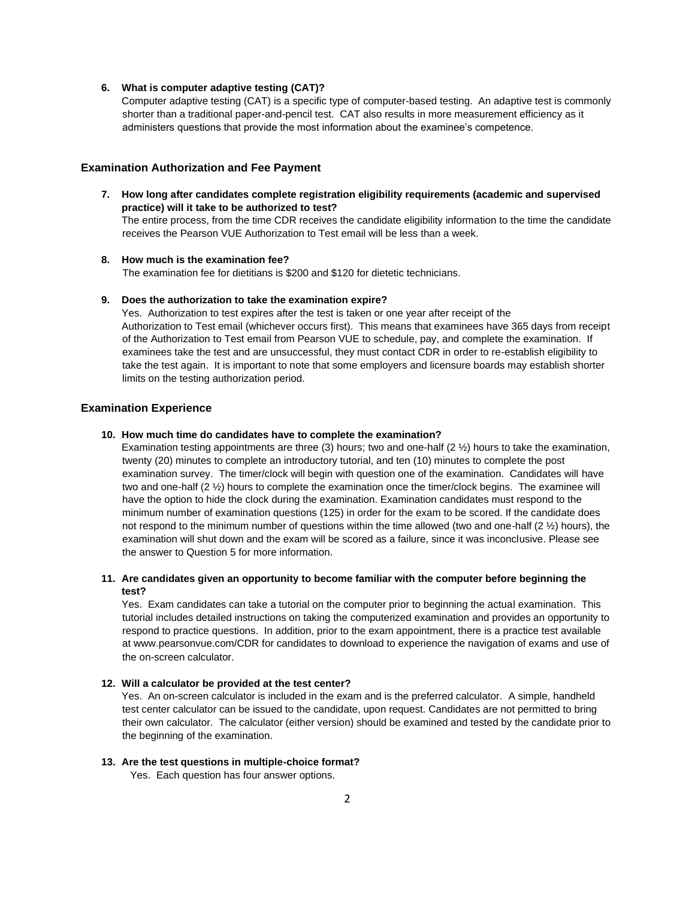**6. What is computer adaptive testing (CAT)?**

Computer adaptive testing (CAT) is a specific type of computer-based testing. An adaptive test is commonly shorter than a traditional paper-and-pencil test. CAT also results in more measurement efficiency as it administers questions that provide the most information about the examinee's competence.

## Examination Authorization and Fee Payment

**7. How long after candidates complete registration eligibility requirements (academic and supervised practice) will it take to be authorized to test?**

The entire process, from the time CDR receives the candidate eligibility information to the time the candidate receives the Pearson VUE Authorization to Test email will be less than a week.

**8. How much is the examination fee?**

The examination fee for dietitians is $200 and $120 for dietetic technicians.

**9. Does the authorization to take the examination expire?**

Yes. Authorization to test expires after the test is taken or one year after receipt of the Authorization to Test email (whichever occurs first). This means that examinees have 365 days from receipt of the Authorization to Test email from Pearson VUE to schedule, pay, and complete the examination. If examinees take the test and are unsuccessful, they must contact CDR in order to re-establish eligibility to take the test again. It is important to note that some employers and licensure boards may establish shorter limits on the testing authorization period.

## Examination Experience

**10. How much time do candidates have to complete the examination?**

Examination testing appointments are three (3) hours; two and one-half (2 ½) hours to take the examination, twenty (20) minutes to complete an introductory tutorial, and ten (10) minutes to complete the post examination survey. The timer/clock will begin with question one of the examination. Candidates will have two and one-half (2 ½) hours to complete the examination once the timer/clock begins. The examinee will have the option to hide the clock during the examination. Examination candidates must respond to the minimum number of examination questions (125) in order for the exam to be scored. If the candidate does not respond to the minimum number of questions within the time allowed (two and one-half (2 ½) hours), the examination will shut down and the exam will be scored as a failure, since it was inconclusive. Please see the answer to Question 5 for more information.

**11. Are candidates given an opportunity to become familiar with the computer before beginning the test?**

Yes. Exam candidates can take a tutorial on the computer prior to beginning the actual examination. This tutorial includes detailed instructions on taking the computerized examination and provides an opportunity to respond to practice questions. In addition, prior to the exam appointment, there is a practice test available at www.pearsonvue.com/CDR for candidates to download to experience the navigation of exams and use of the on-screen calculator.

**12. Will a calculator be provided at the test center?**

Yes. An on-screen calculator is included in the exam and is the preferred calculator. A simple, handheld test center calculator can be issued to the candidate, upon request. Candidates are not permitted to bring their own calculator. The calculator (either version) should be examined and tested by the candidate prior to the beginning of the examination.

**13. Are the test questions in multiple-choice format?**

Yes. Each question has four answer options.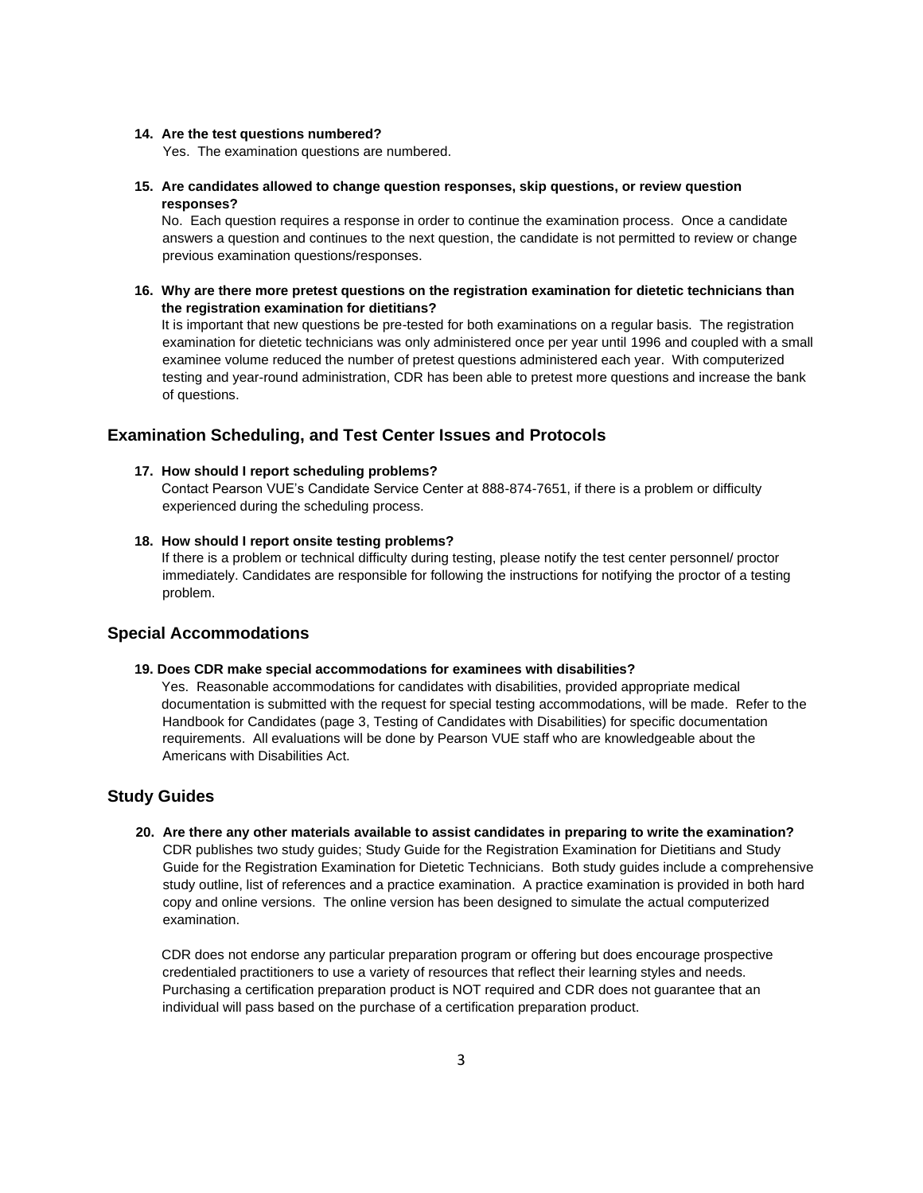**14. Are the test questions numbered?**

Yes. The examination questions are numbered.

**15. Are candidates allowed to change question responses, skip questions, or review question responses?**

No. Each question requires a response in order to continue the examination process. Once a candidate answers a question and continues to the next question, the candidate is not permitted to review or change previous examination questions/responses.

**16. Why are there more pretest questions on the registration examination for dietetic technicians than the registration examination for dietitians?**

It is important that new questions be pre-tested for both examinations on a regular basis. The registration examination for dietetic technicians was only administered once per year until 1996 and coupled with a small examinee volume reduced the number of pretest questions administered each year. With computerized testing and year-round administration, CDR has been able to pretest more questions and increase the bank of questions.

## Examination Scheduling, and Test Center Issues and Protocols

**17. How should I report scheduling problems?**

Contact Pearson VUE's Candidate Service Center at 888-874-7651, if there is a problem or difficulty experienced during the scheduling process.

**18. How should I report onsite testing problems?**

If there is a problem or technical difficulty during testing, please notify the test center personnel/ proctor immediately. Candidates are responsible for following the instructions for notifying the proctor of a testing problem.

## Special Accommodations

**19. Does CDR make special accommodations for examinees with disabilities?**

Yes. Reasonable accommodations for candidates with disabilities, provided appropriate medical documentation is submitted with the request for special testing accommodations, will be made. Refer to the Handbook for Candidates (page 3, Testing of Candidates with Disabilities) for specific documentation requirements. All evaluations will be done by Pearson VUE staff who are knowledgeable about the Americans with Disabilities Act.

## Study Guides

**20. Are there any other materials available to assist candidates in preparing to write the examination?**

CDR publishes two study guides; Study Guide for the Registration Examination for Dietitians and Study Guide for the Registration Examination for Dietetic Technicians. Both study guides include a comprehensive study outline, list of references and a practice examination. A practice examination is provided in both hard copy and online versions. The online version has been designed to simulate the actual computerized examination.

CDR does not endorse any particular preparation program or offering but does encourage prospective credentialed practitioners to use a variety of resources that reflect their learning styles and needs. Purchasing a certification preparation product is NOT required and CDR does not guarantee that an individual will pass based on the purchase of a certification preparation product.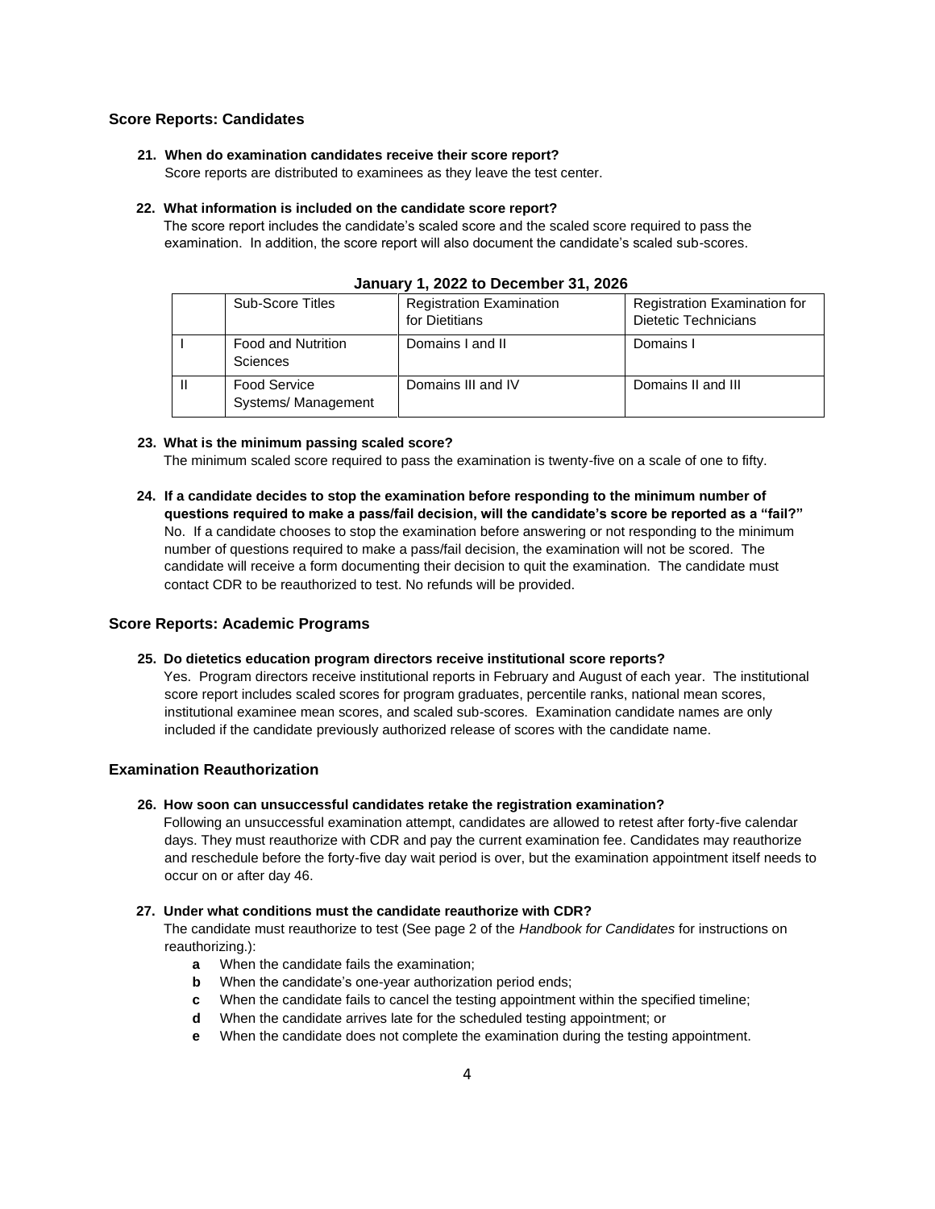## Score Reports: Candidates

**21. When do examination candidates receive their score report?**

Score reports are distributed to examinees as they leave the test center.

**22. What information is included on the candidate score report?**

The score report includes the candidate's scaled score and the scaled score required to pass the examination. In addition, the score report will also document the candidate's scaled sub-scores.

**January 1, 2022 to December 31, 2026**

| | Sub-Score Titles | Registration Examination for Dietitians | Registration Examination for Dietetic Technicians |
|---|---|---|---|
| I | Food and Nutrition Sciences | Domains I and II | Domains I |
| II | Food Service Systems/ Management | Domains III and IV | Domains II and III |

**23. What is the minimum passing scaled score?**

The minimum scaled score required to pass the examination is twenty-five on a scale of one to fifty.

**24. If a candidate decides to stop the examination before responding to the minimum number of questions required to make a pass/fail decision, will the candidate's score be reported as a "fail?"**

No. If a candidate chooses to stop the examination before answering or not responding to the minimum number of questions required to make a pass/fail decision, the examination will not be scored. The candidate will receive a form documenting their decision to quit the examination. The candidate must contact CDR to be reauthorized to test. No refunds will be provided.

## Score Reports: Academic Programs

**25. Do dietetics education program directors receive institutional score reports?**

Yes. Program directors receive institutional reports in February and August of each year. The institutional score report includes scaled scores for program graduates, percentile ranks, national mean scores, institutional examinee mean scores, and scaled sub-scores. Examination candidate names are only included if the candidate previously authorized release of scores with the candidate name.

## Examination Reauthorization

**26. How soon can unsuccessful candidates retake the registration examination?**

Following an unsuccessful examination attempt, candidates are allowed to retest after forty-five calendar days. They must reauthorize with CDR and pay the current examination fee. Candidates may reauthorize and reschedule before the forty-five day wait period is over, but the examination appointment itself needs to occur on or after day 46.

**27. Under what conditions must the candidate reauthorize with CDR?**

The candidate must reauthorize to test (See page 2 of the *Handbook for Candidates* for instructions on reauthorizing.):

- **a** When the candidate fails the examination;
- **b** When the candidate's one-year authorization period ends;
- **c** When the candidate fails to cancel the testing appointment within the specified timeline;
- **d** When the candidate arrives late for the scheduled testing appointment; or
- **e** When the candidate does not complete the examination during the testing appointment.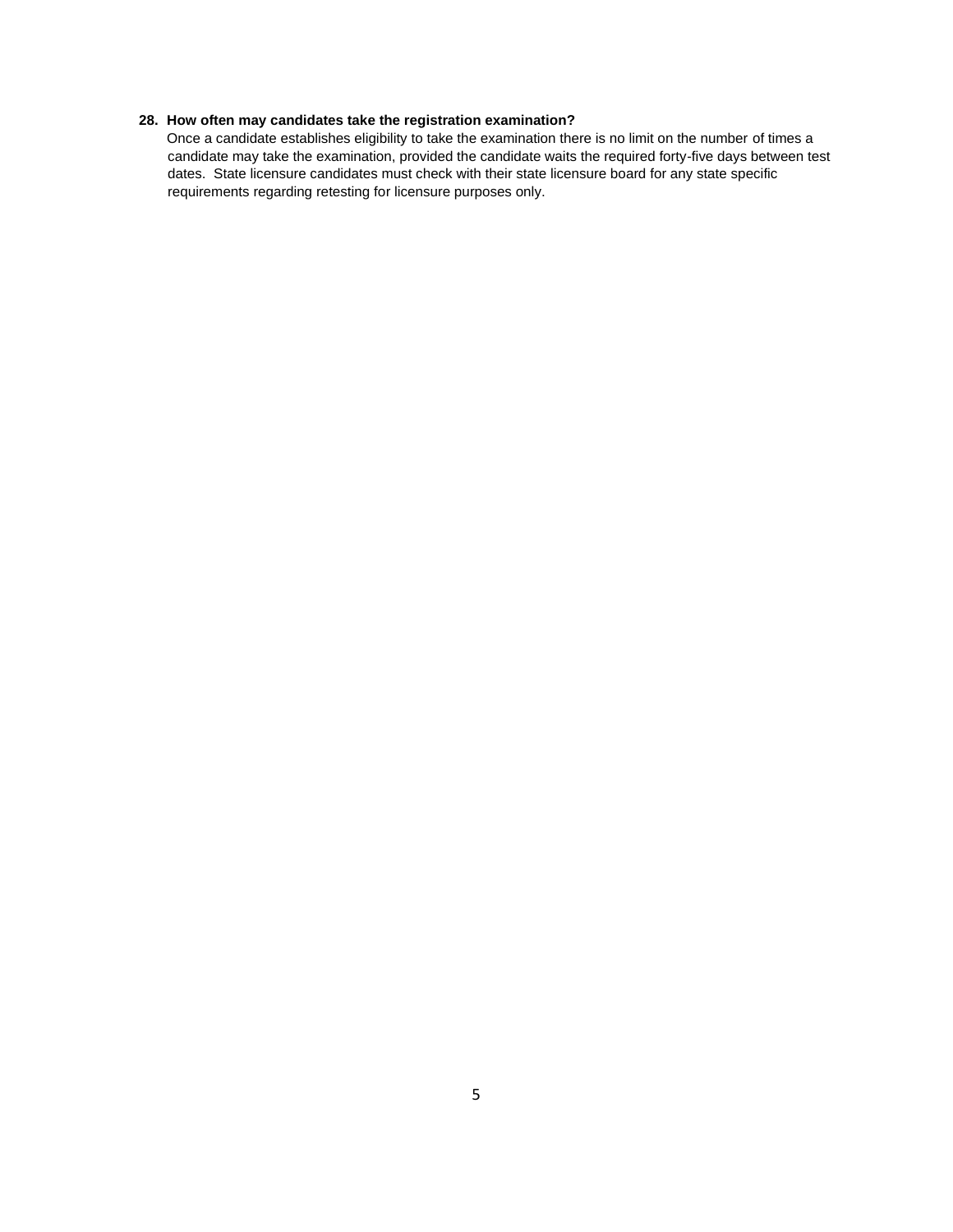**28. How often may candidates take the registration examination?**

Once a candidate establishes eligibility to take the examination there is no limit on the number of times a candidate may take the examination, provided the candidate waits the required forty-five days between test dates. State licensure candidates must check with their state licensure board for any state specific requirements regarding retesting for licensure purposes only.